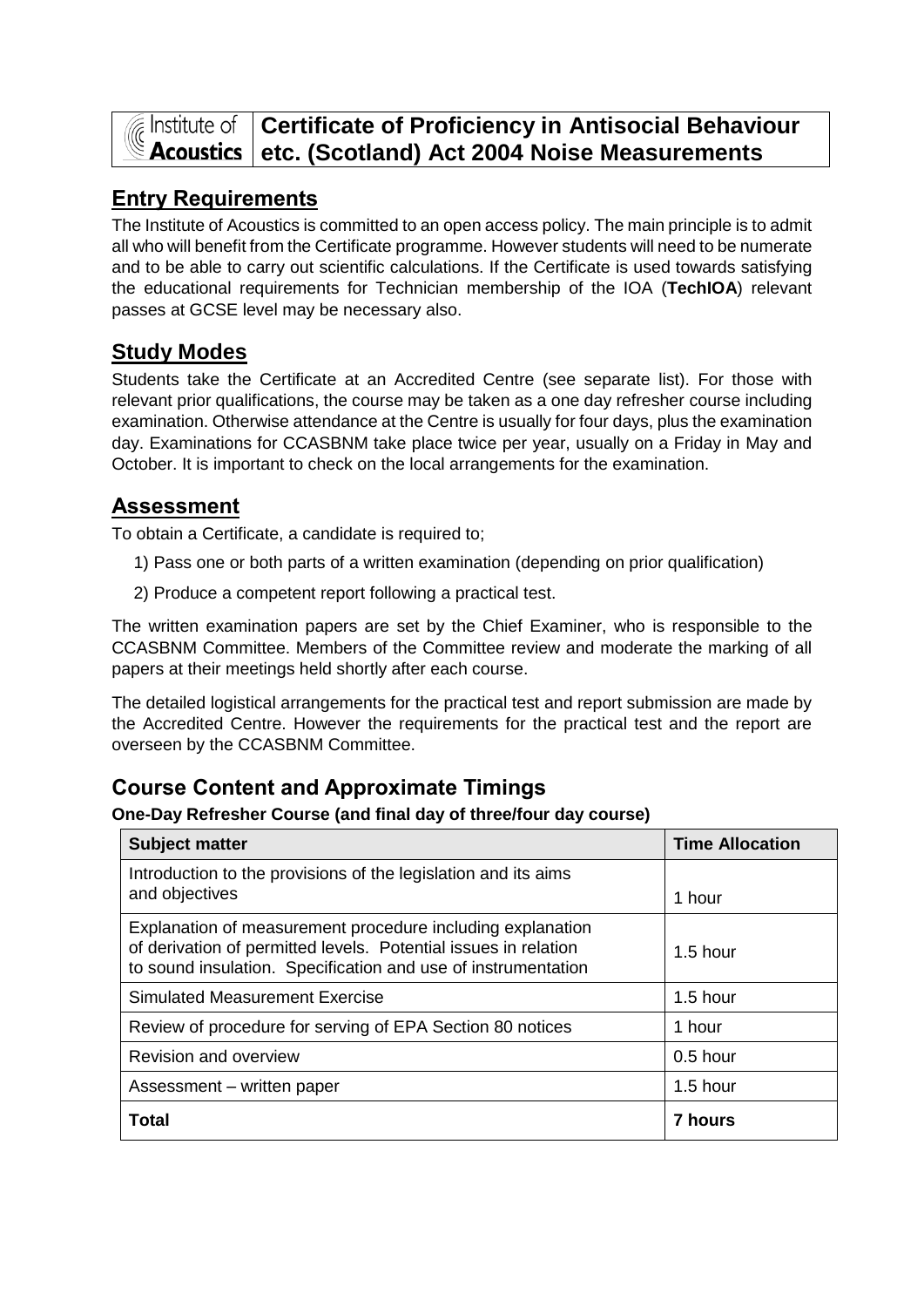# Institute of Acoustics — Certificate of Proficiency in Antisocial Behaviour etc. (Scotland) Act 2004 Noise Measurements

## Entry Requirements

The Institute of Acoustics is committed to an open access policy. The main principle is to admit all who will benefit from the Certificate programme. However students will need to be numerate and to be able to carry out scientific calculations. If the Certificate is used towards satisfying the educational requirements for Technician membership of the IOA (**TechIOA**) relevant passes at GCSE level may be necessary also.

## Study Modes

Students take the Certificate at an Accredited Centre (see separate list). For those with relevant prior qualifications, the course may be taken as a one day refresher course including examination. Otherwise attendance at the Centre is usually for four days, plus the examination day. Examinations for CCASBNM take place twice per year, usually on a Friday in May and October. It is important to check on the local arrangements for the examination.

## Assessment

To obtain a Certificate, a candidate is required to;

1) Pass one or both parts of a written examination (depending on prior qualification)
2) Produce a competent report following a practical test.

The written examination papers are set by the Chief Examiner, who is responsible to the CCASBNM Committee. Members of the Committee review and moderate the marking of all papers at their meetings held shortly after each course.

The detailed logistical arrangements for the practical test and report submission are made by the Accredited Centre. However the requirements for the practical test and the report are overseen by the CCASBNM Committee.

## Course Content and Approximate Timings

**One-Day Refresher Course (and final day of three/four day course)**

| Subject matter | Time Allocation |
|---|---|
| Introduction to the provisions of the legislation and its aims and objectives | 1 hour |
| Explanation of measurement procedure including explanation of derivation of permitted levels. Potential issues in relation to sound insulation. Specification and use of instrumentation | 1.5 hour |
| Simulated Measurement Exercise | 1.5 hour |
| Review of procedure for serving of EPA Section 80 notices | 1 hour |
| Revision and overview | 0.5 hour |
| Assessment – written paper | 1.5 hour |
| **Total** | **7 hours** |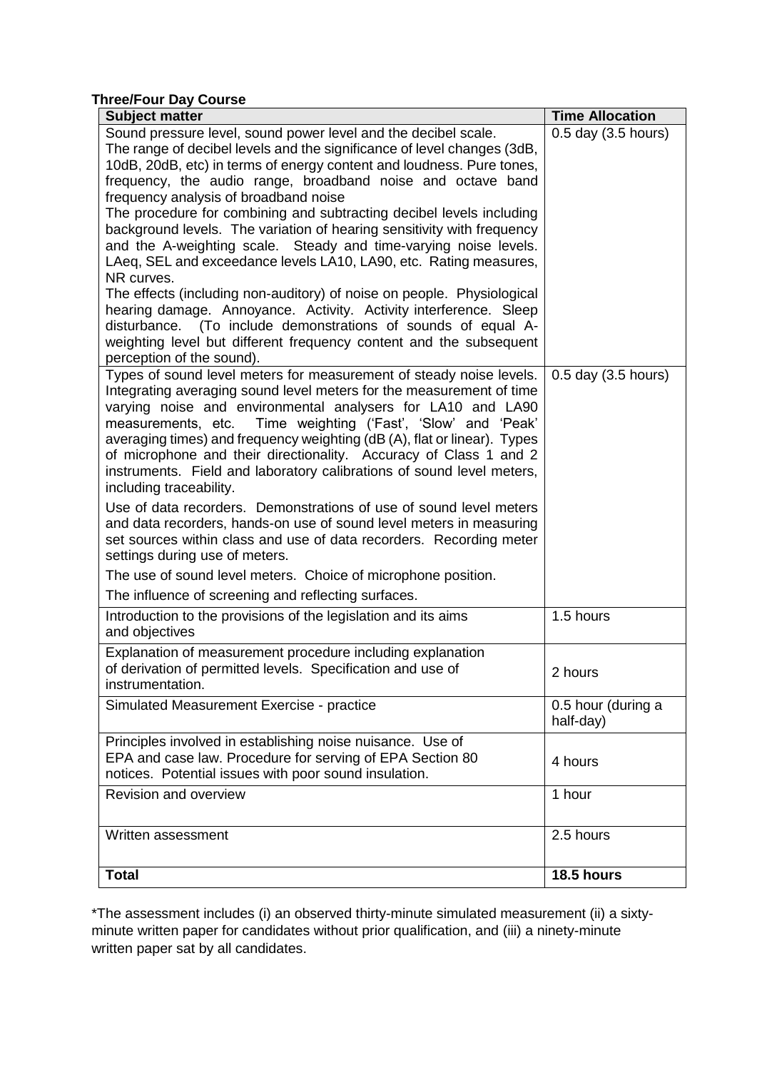**Three/Four Day Course**

| Subject matter | Time Allocation |
|---|---|
| Sound pressure level, sound power level and the decibel scale. The range of decibel levels and the significance of level changes (3dB, 10dB, 20dB, etc) in terms of energy content and loudness. Pure tones, frequency, the audio range, broadband noise and octave band frequency analysis of broadband noise<br>The procedure for combining and subtracting decibel levels including background levels. The variation of hearing sensitivity with frequency and the A-weighting scale. Steady and time-varying noise levels. LAeq, SEL and exceedance levels LA10, LA90, etc. Rating measures, NR curves.<br>The effects (including non-auditory) of noise on people. Physiological hearing damage. Annoyance. Activity. Activity interference. Sleep disturbance. (To include demonstrations of sounds of equal A-weighting level but different frequency content and the subsequent perception of the sound). | 0.5 day (3.5 hours) |
| Types of sound level meters for measurement of steady noise levels. Integrating averaging sound level meters for the measurement of time varying noise and environmental analysers for LA10 and LA90 measurements, etc. Time weighting ('Fast', 'Slow' and 'Peak' averaging times) and frequency weighting (dB (A), flat or linear). Types of microphone and their directionality. Accuracy of Class 1 and 2 instruments. Field and laboratory calibrations of sound level meters, including traceability.<br>Use of data recorders. Demonstrations of use of sound level meters and data recorders, hands-on use of sound level meters in measuring set sources within class and use of data recorders. Recording meter settings during use of meters.<br>The use of sound level meters. Choice of microphone position.<br>The influence of screening and reflecting surfaces. | 0.5 day (3.5 hours) |
| Introduction to the provisions of the legislation and its aims and objectives | 1.5 hours |
| Explanation of measurement procedure including explanation of derivation of permitted levels. Specification and use of instrumentation. | 2 hours |
| Simulated Measurement Exercise - practice | 0.5 hour (during a half-day) |
| Principles involved in establishing noise nuisance. Use of EPA and case law. Procedure for serving of EPA Section 80 notices. Potential issues with poor sound insulation. | 4 hours |
| Revision and overview | 1 hour |
| Written assessment | 2.5 hours |
| **Total** | **18.5 hours** |

*The assessment includes (i) an observed thirty-minute simulated measurement (ii) a sixty-minute written paper for candidates without prior qualification, and (iii) a ninety-minute written paper sat by all candidates.